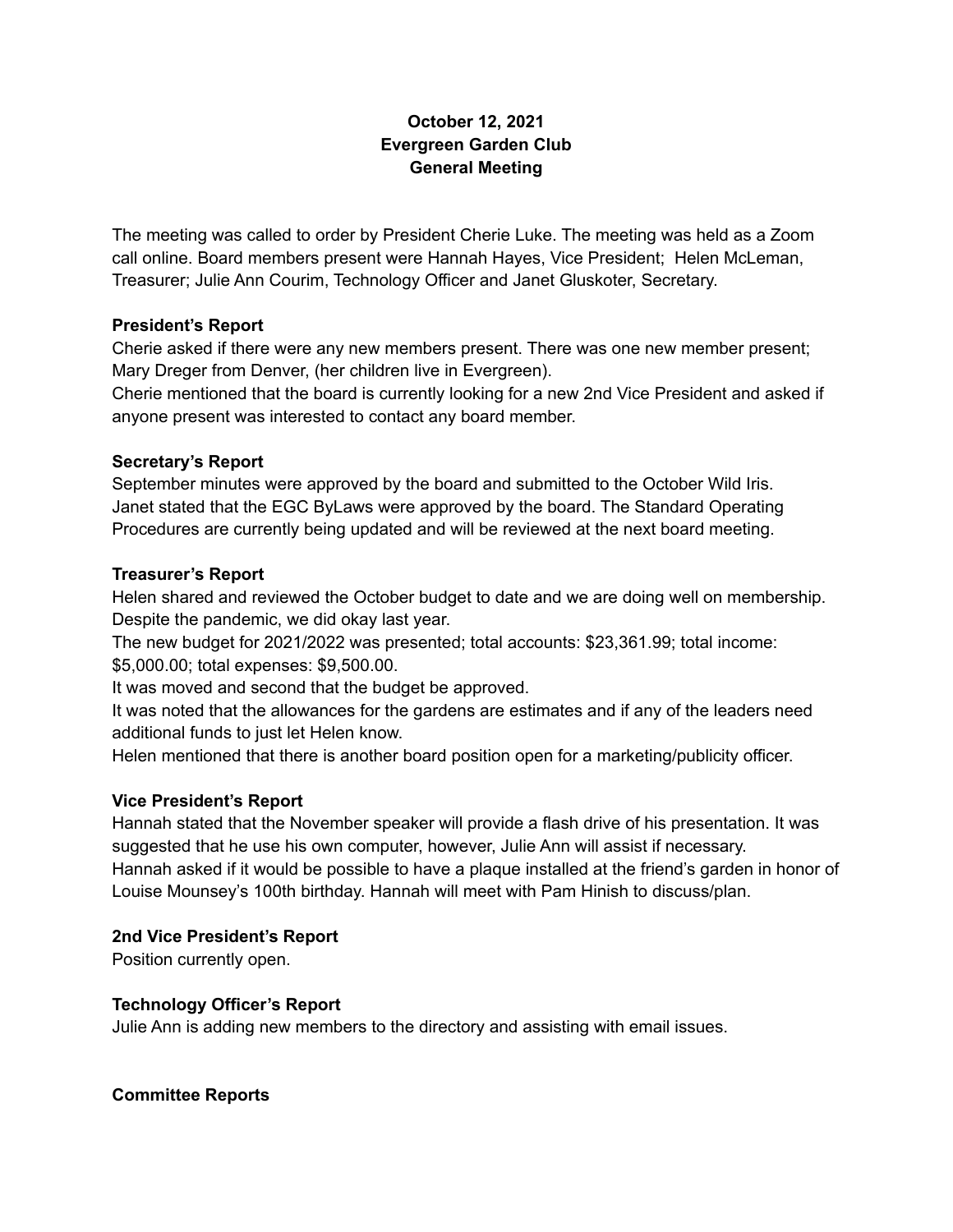**October 12, 2021**
**Evergreen Garden Club**
**General Meeting**

The meeting was called to order by President Cherie Luke. The meeting was held as a Zoom call online. Board members present were Hannah Hayes, Vice President; Helen McLeman, Treasurer; Julie Ann Courim, Technology Officer and Janet Gluskoter, Secretary.

**President's Report**

Cherie asked if there were any new members present. There was one new member present; Mary Dreger from Denver, (her children live in Evergreen).
Cherie mentioned that the board is currently looking for a new 2nd Vice President and asked if anyone present was interested to contact any board member.

**Secretary's Report**

September minutes were approved by the board and submitted to the October Wild Iris.
Janet stated that the EGC ByLaws were approved by the board. The Standard Operating Procedures are currently being updated and will be reviewed at the next board meeting.

**Treasurer's Report**

Helen shared and reviewed the October budget to date and we are doing well on membership. Despite the pandemic, we did okay last year.
The new budget for 2021/2022 was presented; total accounts: $23,361.99; total income: $5,000.00; total expenses: $9,500.00.
It was moved and second that the budget be approved.
It was noted that the allowances for the gardens are estimates and if any of the leaders need additional funds to just let Helen know.
Helen mentioned that there is another board position open for a marketing/publicity officer.

**Vice President's Report**

Hannah stated that the November speaker will provide a flash drive of his presentation. It was suggested that he use his own computer, however, Julie Ann will assist if necessary.
Hannah asked if it would be possible to have a plaque installed at the friend's garden in honor of Louise Mounsey's 100th birthday. Hannah will meet with Pam Hinish to discuss/plan.

**2nd Vice President's Report**

Position currently open.

**Technology Officer's Report**

Julie Ann is adding new members to the directory and assisting with email issues.

**Committee Reports**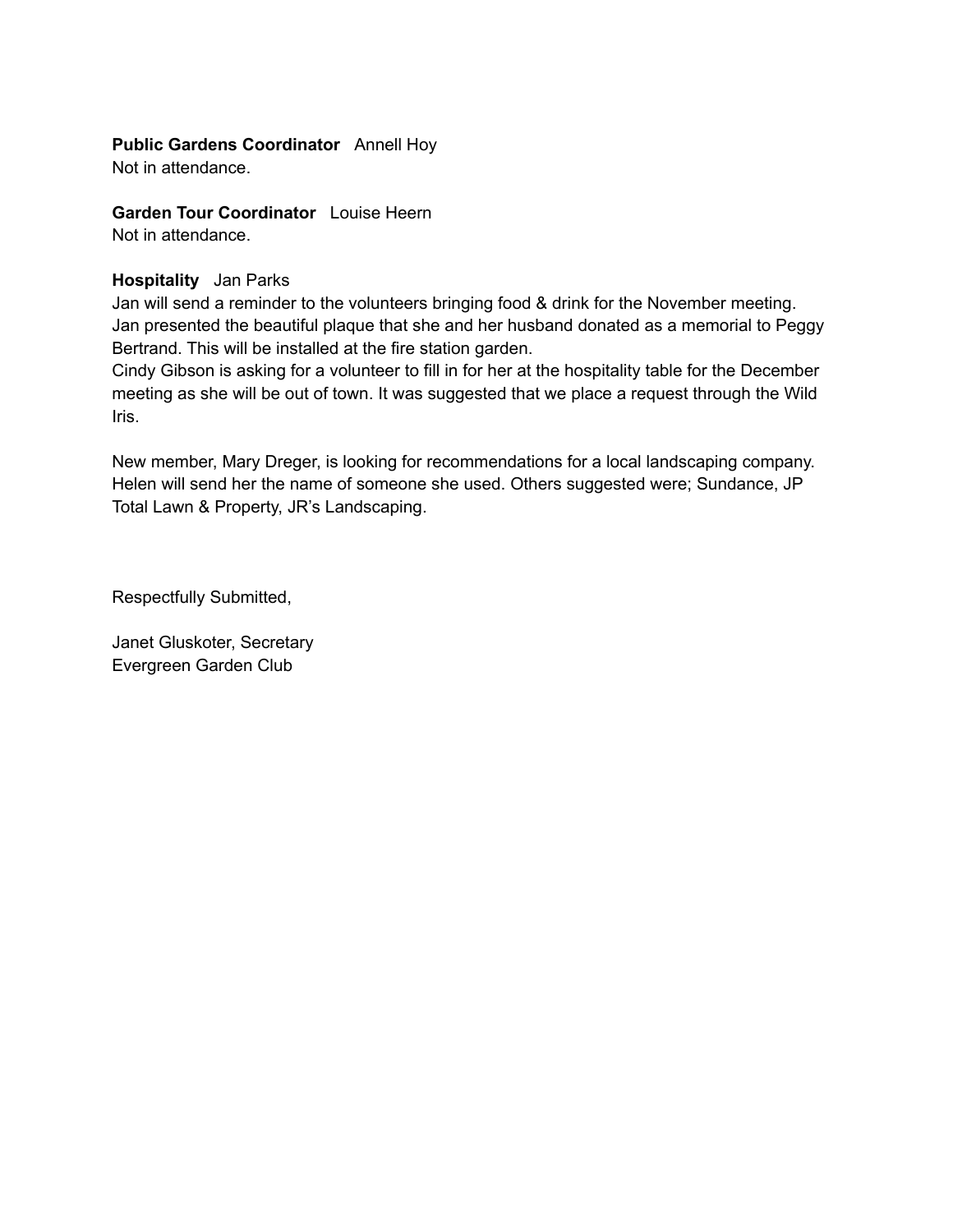**Public Gardens Coordinator** Annell Hoy
Not in attendance.

**Garden Tour Coordinator** Louise Heern
Not in attendance.

**Hospitality** Jan Parks
Jan will send a reminder to the volunteers bringing food & drink for the November meeting.
Jan presented the beautiful plaque that she and her husband donated as a memorial to Peggy Bertrand. This will be installed at the fire station garden.
Cindy Gibson is asking for a volunteer to fill in for her at the hospitality table for the December meeting as she will be out of town. It was suggested that we place a request through the Wild Iris.

New member, Mary Dreger, is looking for recommendations for a local landscaping company. Helen will send her the name of someone she used. Others suggested were; Sundance, JP Total Lawn & Property, JR's Landscaping.

Respectfully Submitted,

Janet Gluskoter, Secretary
Evergreen Garden Club